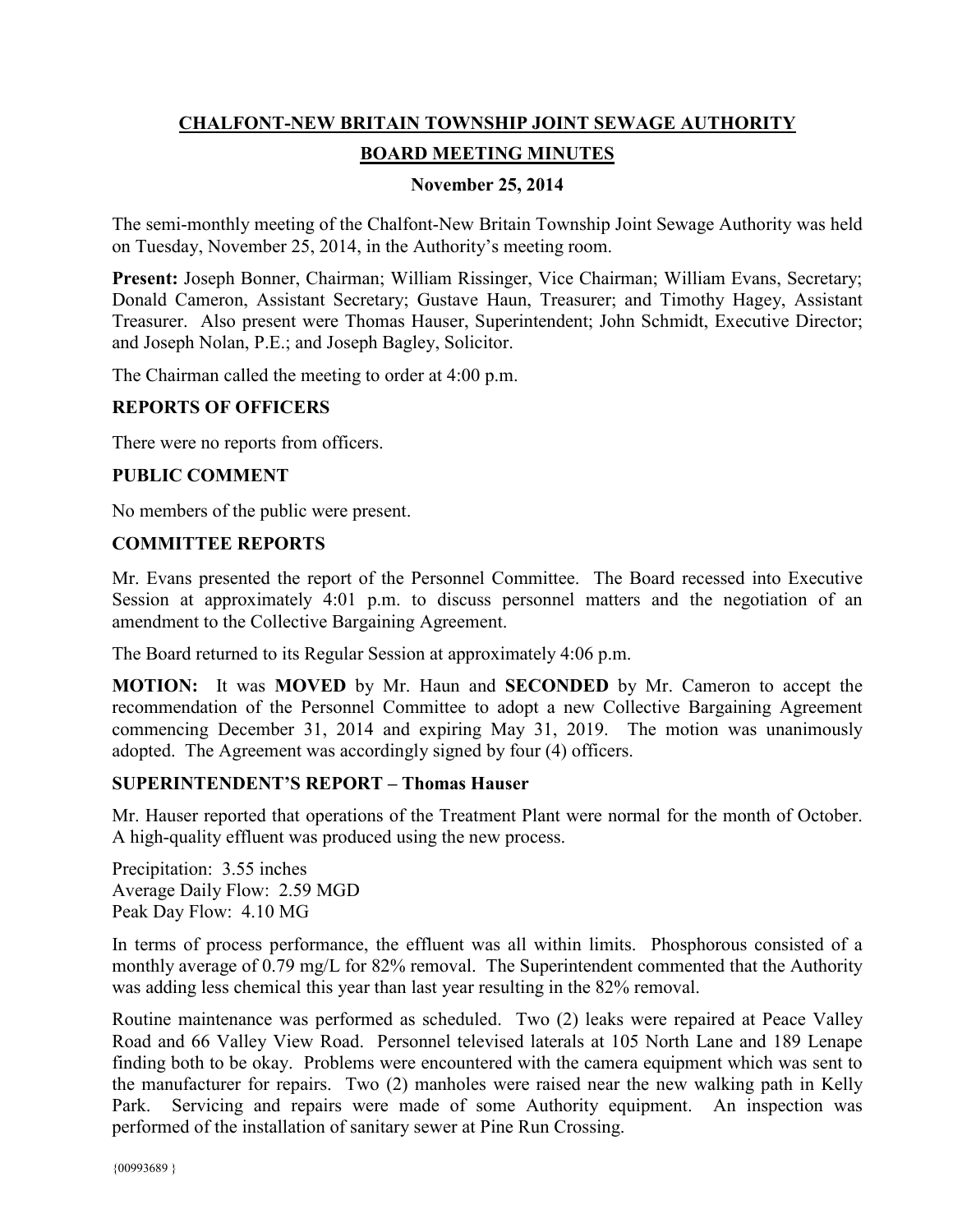# CHALFONT-NEW BRITAIN TOWNSHIP JOINT SEWAGE AUTHORITY

## BOARD MEETING MINUTES

### November 25, 2014

The semi-monthly meeting of the Chalfont-New Britain Township Joint Sewage Authority was held on Tuesday, November 25, 2014, in the Authority's meeting room.

**Present:** Joseph Bonner, Chairman; William Rissinger, Vice Chairman; William Evans, Secretary; Donald Cameron, Assistant Secretary; Gustave Haun, Treasurer; and Timothy Hagey, Assistant Treasurer. Also present were Thomas Hauser, Superintendent; John Schmidt, Executive Director; and Joseph Nolan, P.E.; and Joseph Bagley, Solicitor.

The Chairman called the meeting to order at 4:00 p.m.

### REPORTS OF OFFICERS

There were no reports from officers.

### PUBLIC COMMENT

No members of the public were present.

### COMMITTEE REPORTS

Mr. Evans presented the report of the Personnel Committee. The Board recessed into Executive Session at approximately 4:01 p.m. to discuss personnel matters and the negotiation of an amendment to the Collective Bargaining Agreement.

The Board returned to its Regular Session at approximately 4:06 p.m.

**MOTION:** It was **MOVED** by Mr. Haun and **SECONDED** by Mr. Cameron to accept the recommendation of the Personnel Committee to adopt a new Collective Bargaining Agreement commencing December 31, 2014 and expiring May 31, 2019. The motion was unanimously adopted. The Agreement was accordingly signed by four (4) officers.

### SUPERINTENDENT'S REPORT – Thomas Hauser

Mr. Hauser reported that operations of the Treatment Plant were normal for the month of October. A high-quality effluent was produced using the new process.

Precipitation: 3.55 inches
Average Daily Flow: 2.59 MGD
Peak Day Flow: 4.10 MG

In terms of process performance, the effluent was all within limits. Phosphorous consisted of a monthly average of 0.79 mg/L for 82% removal. The Superintendent commented that the Authority was adding less chemical this year than last year resulting in the 82% removal.

Routine maintenance was performed as scheduled. Two (2) leaks were repaired at Peace Valley Road and 66 Valley View Road. Personnel televised laterals at 105 North Lane and 189 Lenape finding both to be okay. Problems were encountered with the camera equipment which was sent to the manufacturer for repairs. Two (2) manholes were raised near the new walking path in Kelly Park. Servicing and repairs were made of some Authority equipment. An inspection was performed of the installation of sanitary sewer at Pine Run Crossing.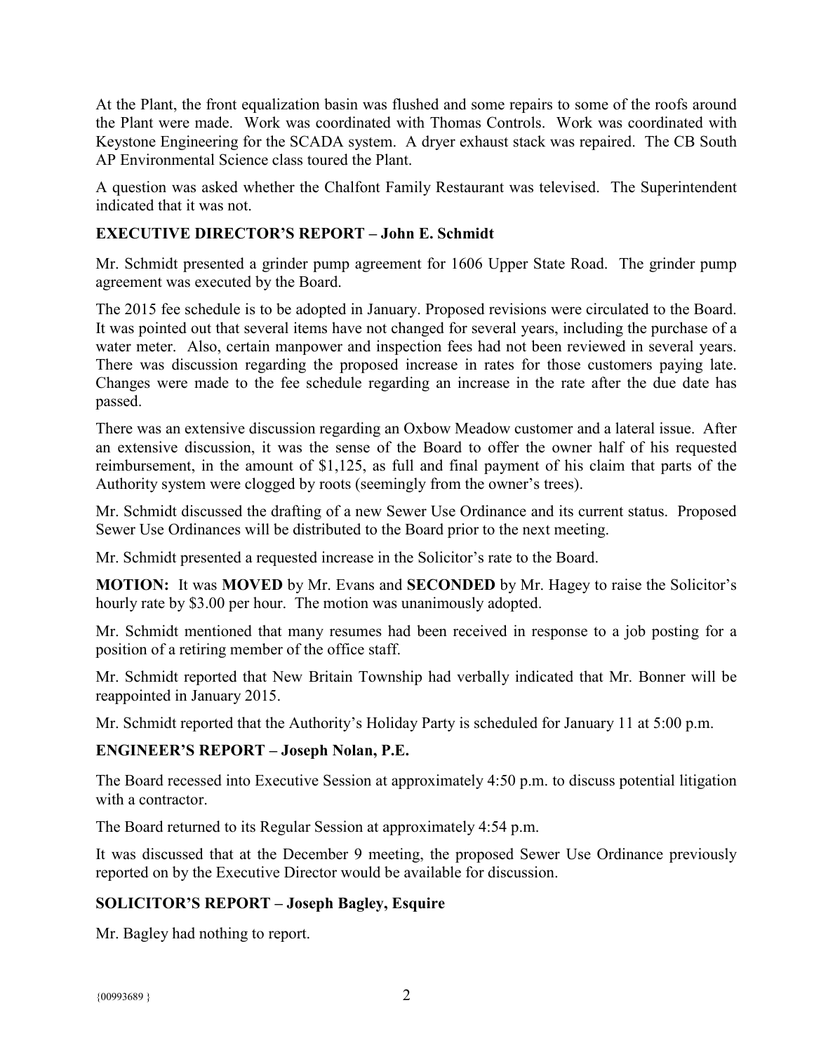At the Plant, the front equalization basin was flushed and some repairs to some of the roofs around the Plant were made. Work was coordinated with Thomas Controls. Work was coordinated with Keystone Engineering for the SCADA system. A dryer exhaust stack was repaired. The CB South AP Environmental Science class toured the Plant.

A question was asked whether the Chalfont Family Restaurant was televised. The Superintendent indicated that it was not.

## EXECUTIVE DIRECTOR'S REPORT – John E. Schmidt

Mr. Schmidt presented a grinder pump agreement for 1606 Upper State Road. The grinder pump agreement was executed by the Board.

The 2015 fee schedule is to be adopted in January. Proposed revisions were circulated to the Board. It was pointed out that several items have not changed for several years, including the purchase of a water meter. Also, certain manpower and inspection fees had not been reviewed in several years. There was discussion regarding the proposed increase in rates for those customers paying late. Changes were made to the fee schedule regarding an increase in the rate after the due date has passed.

There was an extensive discussion regarding an Oxbow Meadow customer and a lateral issue. After an extensive discussion, it was the sense of the Board to offer the owner half of his requested reimbursement, in the amount of $1,125, as full and final payment of his claim that parts of the Authority system were clogged by roots (seemingly from the owner's trees).

Mr. Schmidt discussed the drafting of a new Sewer Use Ordinance and its current status. Proposed Sewer Use Ordinances will be distributed to the Board prior to the next meeting.

Mr. Schmidt presented a requested increase in the Solicitor's rate to the Board.

**MOTION:** It was **MOVED** by Mr. Evans and **SECONDED** by Mr. Hagey to raise the Solicitor's hourly rate by $3.00 per hour. The motion was unanimously adopted.

Mr. Schmidt mentioned that many resumes had been received in response to a job posting for a position of a retiring member of the office staff.

Mr. Schmidt reported that New Britain Township had verbally indicated that Mr. Bonner will be reappointed in January 2015.

Mr. Schmidt reported that the Authority's Holiday Party is scheduled for January 11 at 5:00 p.m.

## ENGINEER'S REPORT – Joseph Nolan, P.E.

The Board recessed into Executive Session at approximately 4:50 p.m. to discuss potential litigation with a contractor.

The Board returned to its Regular Session at approximately 4:54 p.m.

It was discussed that at the December 9 meeting, the proposed Sewer Use Ordinance previously reported on by the Executive Director would be available for discussion.

## SOLICITOR'S REPORT – Joseph Bagley, Esquire

Mr. Bagley had nothing to report.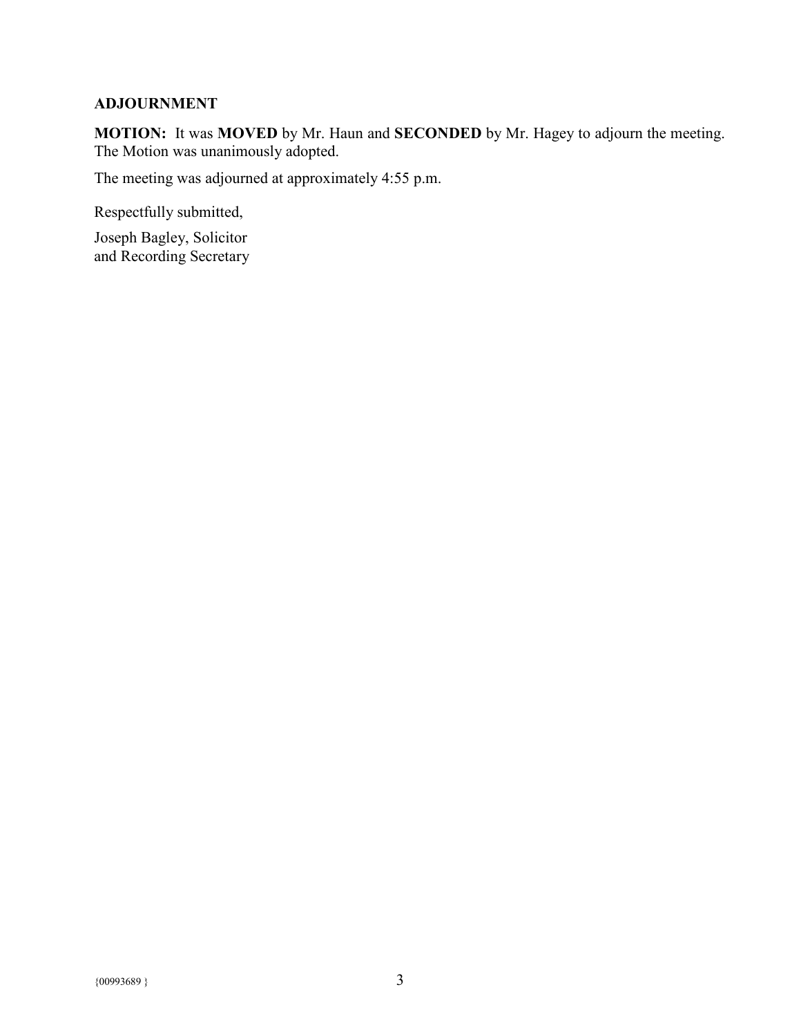### ADJOURNMENT

**MOTION:** It was **MOVED** by Mr. Haun and **SECONDED** by Mr. Hagey to adjourn the meeting. The Motion was unanimously adopted.

The meeting was adjourned at approximately 4:55 p.m.

Respectfully submitted,

Joseph Bagley, Solicitor
and Recording Secretary